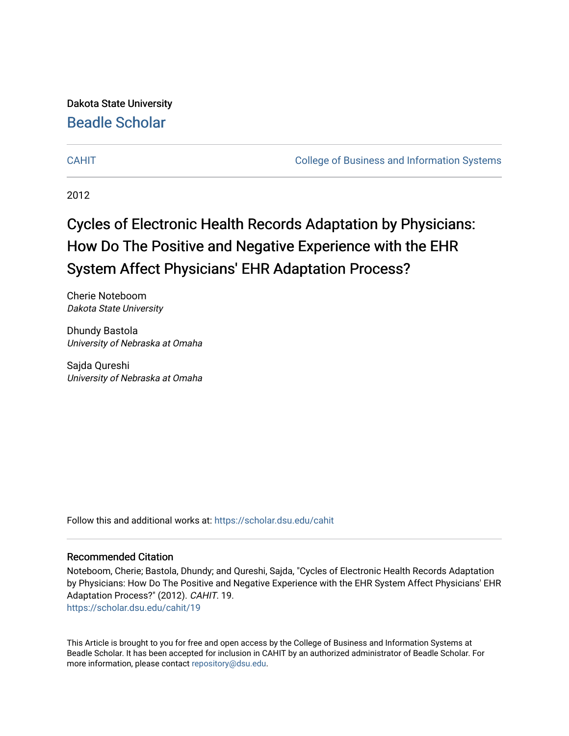Dakota State University

# Beadle Scholar

CAHIT | College of Business and Information Systems

2012

# Cycles of Electronic Health Records Adaptation by Physicians: How Do The Positive and Negative Experience with the EHR System Affect Physicians' EHR Adaptation Process?

Cherie Noteboom
*Dakota State University*

Dhundy Bastola
*University of Nebraska at Omaha*

Sajda Qureshi
*University of Nebraska at Omaha*

Follow this and additional works at: https://scholar.dsu.edu/cahit

## Recommended Citation

Noteboom, Cherie; Bastola, Dhundy; and Qureshi, Sajda, "Cycles of Electronic Health Records Adaptation by Physicians: How Do The Positive and Negative Experience with the EHR System Affect Physicians' EHR Adaptation Process?" (2012). *CAHIT*. 19.
https://scholar.dsu.edu/cahit/19

This Article is brought to you for free and open access by the College of Business and Information Systems at Beadle Scholar. It has been accepted for inclusion in CAHIT by an authorized administrator of Beadle Scholar. For more information, please contact repository@dsu.edu.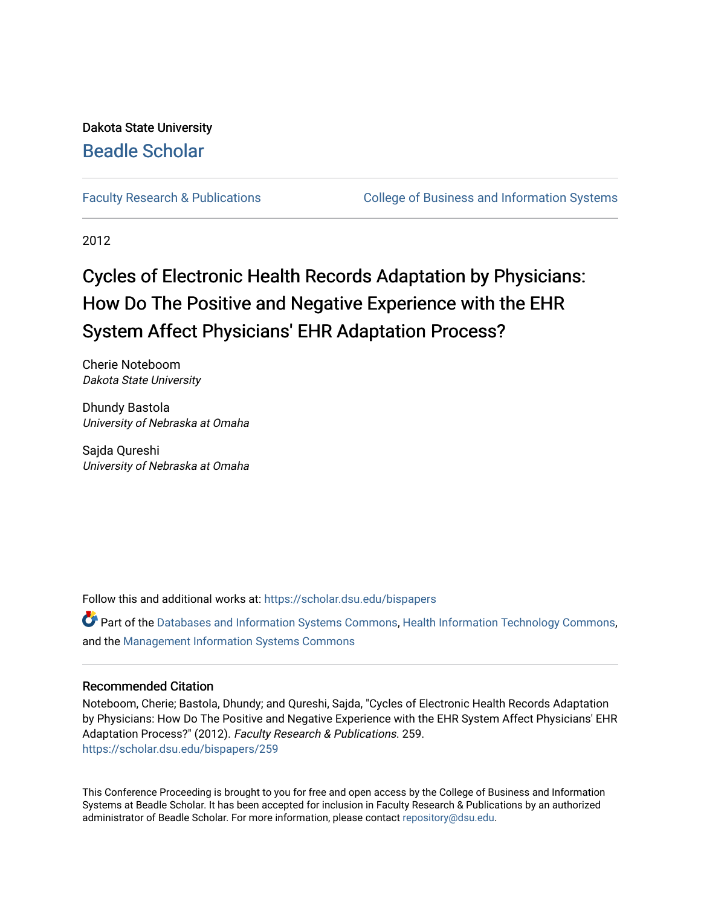Dakota State University

# Beadle Scholar

Faculty Research & Publications

College of Business and Information Systems

2012

## Cycles of Electronic Health Records Adaptation by Physicians: How Do The Positive and Negative Experience with the EHR System Affect Physicians' EHR Adaptation Process?

Cherie Noteboom
*Dakota State University*

Dhundy Bastola
*University of Nebraska at Omaha*

Sajda Qureshi
*University of Nebraska at Omaha*

Follow this and additional works at: https://scholar.dsu.edu/bispapers

Part of the Databases and Information Systems Commons, Health Information Technology Commons, and the Management Information Systems Commons

### Recommended Citation

Noteboom, Cherie; Bastola, Dhundy; and Qureshi, Sajda, "Cycles of Electronic Health Records Adaptation by Physicians: How Do The Positive and Negative Experience with the EHR System Affect Physicians' EHR Adaptation Process?" (2012). *Faculty Research & Publications*. 259.
https://scholar.dsu.edu/bispapers/259

This Conference Proceeding is brought to you for free and open access by the College of Business and Information Systems at Beadle Scholar. It has been accepted for inclusion in Faculty Research & Publications by an authorized administrator of Beadle Scholar. For more information, please contact repository@dsu.edu.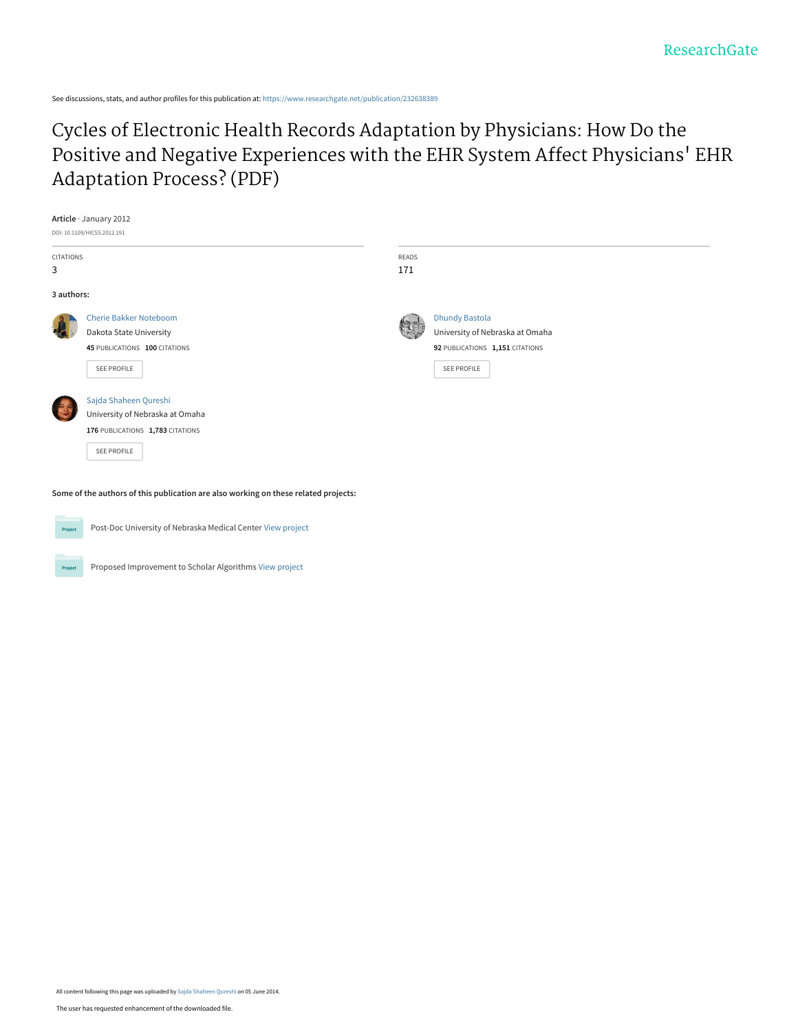See discussions, stats, and author profiles for this publication at: https://www.researchgate.net/publication/232638389

# Cycles of Electronic Health Records Adaptation by Physicians: How Do the Positive and Negative Experiences with the EHR System Affect Physicians' EHR Adaptation Process? (PDF)

**Article** · January 2012

DOI: 10.1109/HICSS.2012.191

| CITATIONS | READS |
| --- | --- |
| 3 | 171 |

**3 authors:**

**Cherie Bakker Noteboom**
Dakota State University
45 PUBLICATIONS 100 CITATIONS
SEE PROFILE

**Dhundy Bastola**
University of Nebraska at Omaha
92 PUBLICATIONS 1,151 CITATIONS
SEE PROFILE

**Sajda Shaheen Qureshi**
University of Nebraska at Omaha
176 PUBLICATIONS 1,783 CITATIONS
SEE PROFILE

**Some of the authors of this publication are also working on these related projects:**

Post-Doc University of Nebraska Medical Center View project

Proposed Improvement to Scholar Algorithms View project

All content following this page was uploaded by Sajda Shaheen Qureshi on 05 June 2014.

The user has requested enhancement of the downloaded file.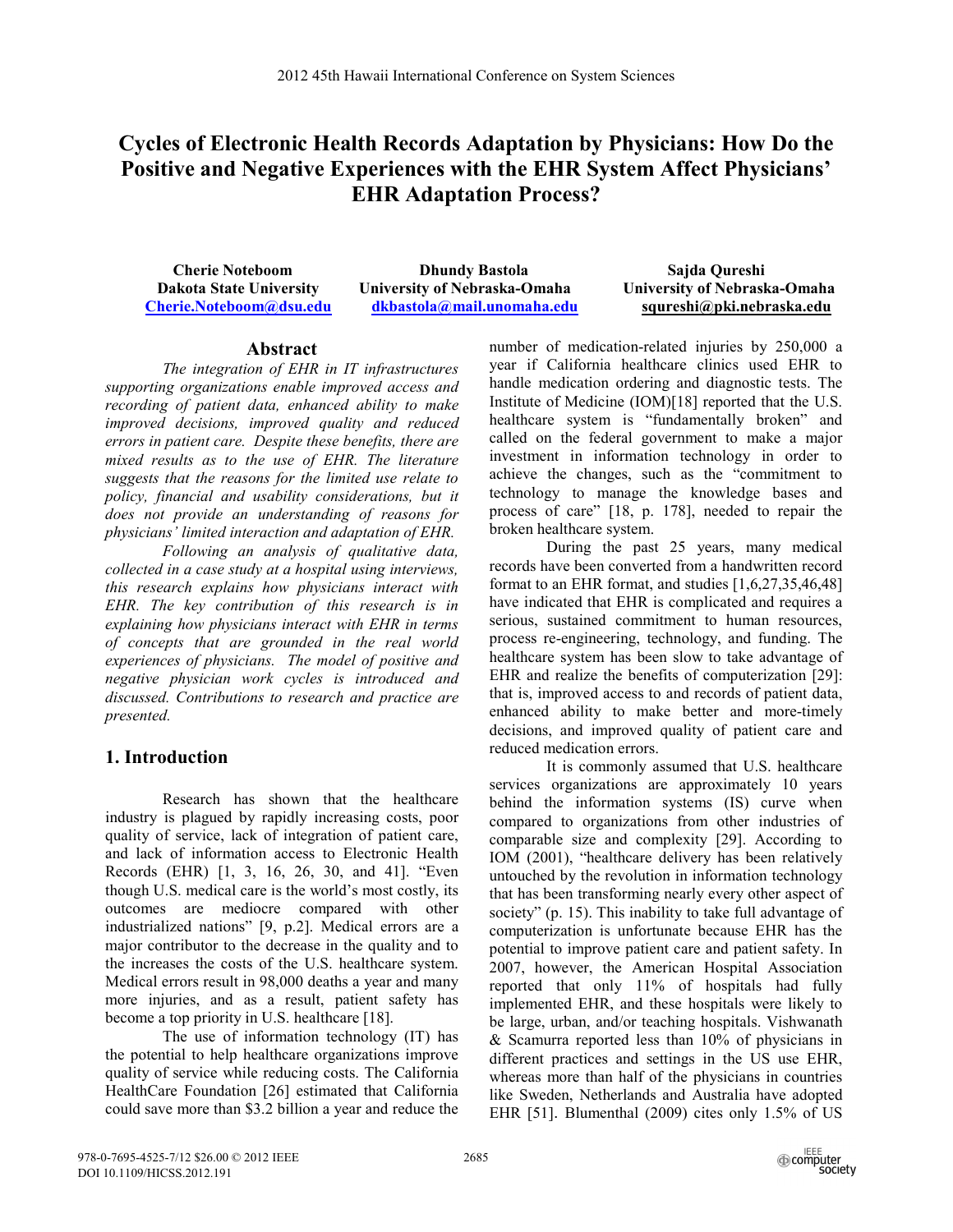# Cycles of Electronic Health Records Adaptation by Physicians: How Do the Positive and Negative Experiences with the EHR System Affect Physicians' EHR Adaptation Process?

**Cherie Noteboom**
**Dakota State University**
**Cherie.Noteboom@dsu.edu**

**Dhundy Bastola**
**University of Nebraska-Omaha**
**dkbastola@mail.unomaha.edu**

**Sajda Qureshi**
**University of Nebraska-Omaha**
**squreshi@pki.nebraska.edu**

## Abstract

*The integration of EHR in IT infrastructures supporting organizations enable improved access and recording of patient data, enhanced ability to make improved decisions, improved quality and reduced errors in patient care. Despite these benefits, there are mixed results as to the use of EHR. The literature suggests that the reasons for the limited use relate to policy, financial and usability considerations, but it does not provide an understanding of reasons for physicians' limited interaction and adaptation of EHR.*

*Following an analysis of qualitative data, collected in a case study at a hospital using interviews, this research explains how physicians interact with EHR. The key contribution of this research is in explaining how physicians interact with EHR in terms of concepts that are grounded in the real world experiences of physicians. The model of positive and negative physician work cycles is introduced and discussed. Contributions to research and practice are presented.*

## 1. Introduction

Research has shown that the healthcare industry is plagued by rapidly increasing costs, poor quality of service, lack of integration of patient care, and lack of information access to Electronic Health Records (EHR) [1, 3, 16, 26, 30, and 41]. "Even though U.S. medical care is the world's most costly, its outcomes are mediocre compared with other industrialized nations" [9, p.2]. Medical errors are a major contributor to the decrease in the quality and to the increases the costs of the U.S. healthcare system. Medical errors result in 98,000 deaths a year and many more injuries, and as a result, patient safety has become a top priority in U.S. healthcare [18].

The use of information technology (IT) has the potential to help healthcare organizations improve quality of service while reducing costs. The California HealthCare Foundation [26] estimated that California could save more than $3.2 billion a year and reduce the number of medication-related injuries by 250,000 a year if California healthcare clinics used EHR to handle medication ordering and diagnostic tests. The Institute of Medicine (IOM)[18] reported that the U.S. healthcare system is "fundamentally broken" and called on the federal government to make a major investment in information technology in order to achieve the changes, such as the "commitment to technology to manage the knowledge bases and process of care" [18, p. 178], needed to repair the broken healthcare system.

During the past 25 years, many medical records have been converted from a handwritten record format to an EHR format, and studies [1,6,27,35,46,48] have indicated that EHR is complicated and requires a serious, sustained commitment to human resources, process re-engineering, technology, and funding. The healthcare system has been slow to take advantage of EHR and realize the benefits of computerization [29]: that is, improved access to and records of patient data, enhanced ability to make better and more-timely decisions, and improved quality of patient care and reduced medication errors.

It is commonly assumed that U.S. healthcare services organizations are approximately 10 years behind the information systems (IS) curve when compared to organizations from other industries of comparable size and complexity [29]. According to IOM (2001), "healthcare delivery has been relatively untouched by the revolution in information technology that has been transforming nearly every other aspect of society" (p. 15). This inability to take full advantage of computerization is unfortunate because EHR has the potential to improve patient care and patient safety. In 2007, however, the American Hospital Association reported that only 11% of hospitals had fully implemented EHR, and these hospitals were likely to be large, urban, and/or teaching hospitals. Vishwanath & Scamurra reported less than 10% of physicians in different practices and settings in the US use EHR, whereas more than half of the physicians in countries like Sweden, Netherlands and Australia have adopted EHR [51]. Blumenthal (2009) cites only 1.5% of US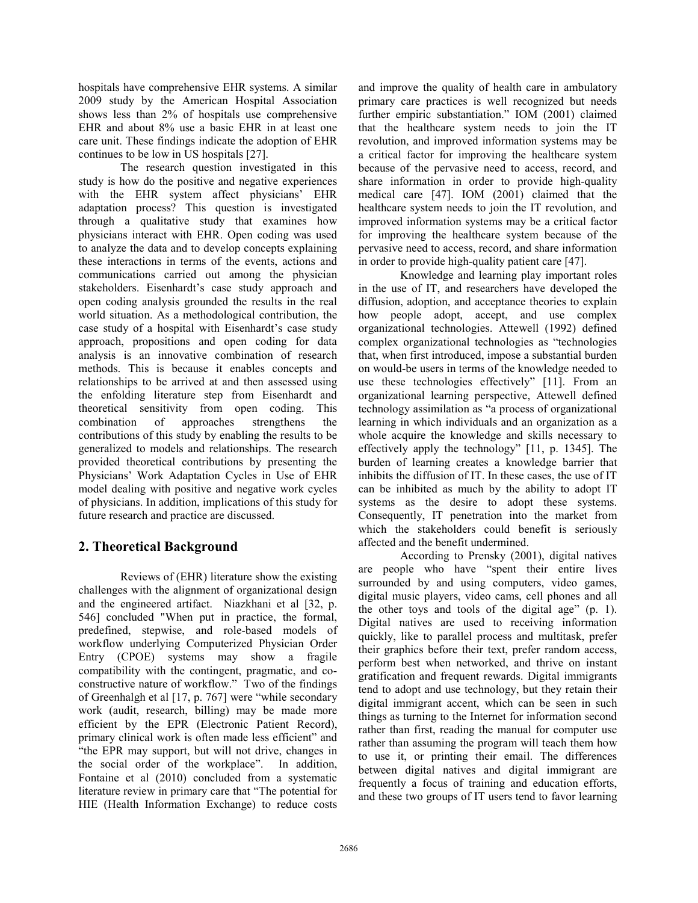hospitals have comprehensive EHR systems. A similar 2009 study by the American Hospital Association shows less than 2% of hospitals use comprehensive EHR and about 8% use a basic EHR in at least one care unit. These findings indicate the adoption of EHR continues to be low in US hospitals [27].

The research question investigated in this study is how do the positive and negative experiences with the EHR system affect physicians' EHR adaptation process? This question is investigated through a qualitative study that examines how physicians interact with EHR. Open coding was used to analyze the data and to develop concepts explaining these interactions in terms of the events, actions and communications carried out among the physician stakeholders. Eisenhardt's case study approach and open coding analysis grounded the results in the real world situation. As a methodological contribution, the case study of a hospital with Eisenhardt's case study approach, propositions and open coding for data analysis is an innovative combination of research methods. This is because it enables concepts and relationships to be arrived at and then assessed using the enfolding literature step from Eisenhardt and theoretical sensitivity from open coding. This combination of approaches strengthens the contributions of this study by enabling the results to be generalized to models and relationships. The research provided theoretical contributions by presenting the Physicians' Work Adaptation Cycles in Use of EHR model dealing with positive and negative work cycles of physicians. In addition, implications of this study for future research and practice are discussed.

## 2. Theoretical Background

Reviews of (EHR) literature show the existing challenges with the alignment of organizational design and the engineered artifact. Niazkhani et al [32, p. 546] concluded "When put in practice, the formal, predefined, stepwise, and role-based models of workflow underlying Computerized Physician Order Entry (CPOE) systems may show a fragile compatibility with the contingent, pragmatic, and co-constructive nature of workflow." Two of the findings of Greenhalgh et al [17, p. 767] were "while secondary work (audit, research, billing) may be made more efficient by the EPR (Electronic Patient Record), primary clinical work is often made less efficient" and "the EPR may support, but will not drive, changes in the social order of the workplace". In addition, Fontaine et al (2010) concluded from a systematic literature review in primary care that "The potential for HIE (Health Information Exchange) to reduce costs and improve the quality of health care in ambulatory primary care practices is well recognized but needs further empiric substantiation." IOM (2001) claimed that the healthcare system needs to join the IT revolution, and improved information systems may be a critical factor for improving the healthcare system because of the pervasive need to access, record, and share information in order to provide high-quality medical care [47]. IOM (2001) claimed that the healthcare system needs to join the IT revolution, and improved information systems may be a critical factor for improving the healthcare system because of the pervasive need to access, record, and share information in order to provide high-quality patient care [47].

Knowledge and learning play important roles in the use of IT, and researchers have developed the diffusion, adoption, and acceptance theories to explain how people adopt, accept, and use complex organizational technologies. Attewell (1992) defined complex organizational technologies as "technologies that, when first introduced, impose a substantial burden on would-be users in terms of the knowledge needed to use these technologies effectively" [11]. From an organizational learning perspective, Attewell defined technology assimilation as "a process of organizational learning in which individuals and an organization as a whole acquire the knowledge and skills necessary to effectively apply the technology" [11, p. 1345]. The burden of learning creates a knowledge barrier that inhibits the diffusion of IT. In these cases, the use of IT can be inhibited as much by the ability to adopt IT systems as the desire to adopt these systems. Consequently, IT penetration into the market from which the stakeholders could benefit is seriously affected and the benefit undermined.

According to Prensky (2001), digital natives are people who have "spent their entire lives surrounded by and using computers, video games, digital music players, video cams, cell phones and all the other toys and tools of the digital age" (p. 1). Digital natives are used to receiving information quickly, like to parallel process and multitask, prefer their graphics before their text, prefer random access, perform best when networked, and thrive on instant gratification and frequent rewards. Digital immigrants tend to adopt and use technology, but they retain their digital immigrant accent, which can be seen in such things as turning to the Internet for information second rather than first, reading the manual for computer use rather than assuming the program will teach them how to use it, or printing their email. The differences between digital natives and digital immigrant are frequently a focus of training and education efforts, and these two groups of IT users tend to favor learning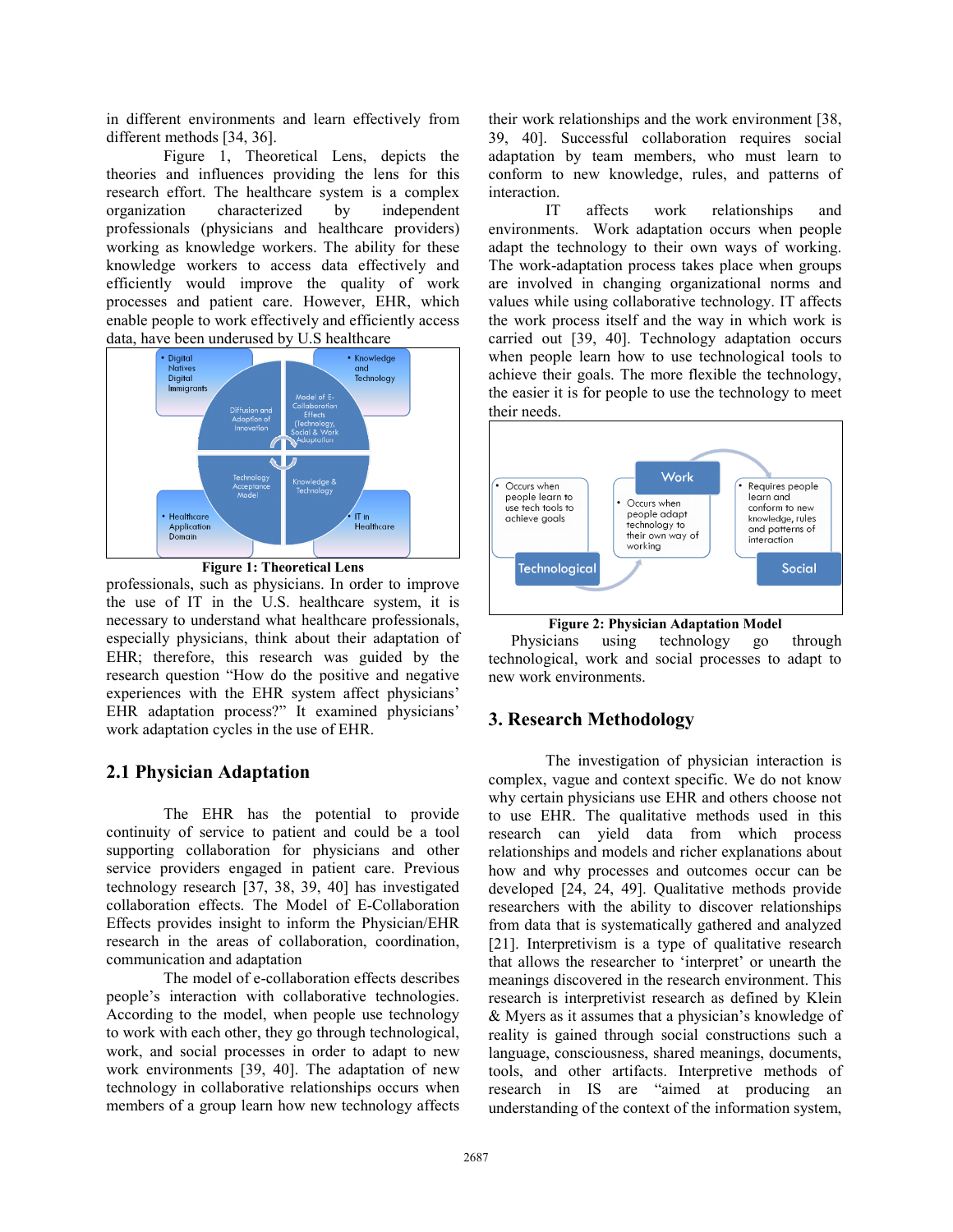in different environments and learn effectively from different methods [34, 36].

Figure 1, Theoretical Lens, depicts the theories and influences providing the lens for this research effort. The healthcare system is a complex organization characterized by independent professionals (physicians and healthcare providers) working as knowledge workers. The ability for these knowledge workers to access data effectively and efficiently would improve the quality of work processes and patient care. However, EHR, which enable people to work effectively and efficiently access data, have been underused by U.S healthcare professionals, such as physicians. In order to improve the use of IT in the U.S. healthcare system, it is necessary to understand what healthcare professionals, especially physicians, think about their adaptation of EHR; therefore, this research was guided by the research question "How do the positive and negative experiences with the EHR system affect physicians' EHR adaptation process?" It examined physicians' work adaptation cycles in the use of EHR.

• Digital Natives Digital Immigrants
• Knowledge and Technology
Diffusion and Adoption of Innovation
Model of E-Collaboration Effects (Technology, Social & Work Adaptation)
Technology Acceptance Model
Knowledge & Technology
• Healthcare Application Domain
• IT in Healthcare

**Figure 1: Theoretical Lens**

## 2.1 Physician Adaptation

The EHR has the potential to provide continuity of service to patient and could be a tool supporting collaboration for physicians and other service providers engaged in patient care. Previous technology research [37, 38, 39, 40] has investigated collaboration effects. The Model of E-Collaboration Effects provides insight to inform the Physician/EHR research in the areas of collaboration, coordination, communication and adaptation

The model of e-collaboration effects describes people's interaction with collaborative technologies. According to the model, when people use technology to work with each other, they go through technological, work, and social processes in order to adapt to new work environments [39, 40]. The adaptation of new technology in collaborative relationships occurs when members of a group learn how new technology affects their work relationships and the work environment [38, 39, 40]. Successful collaboration requires social adaptation by team members, who must learn to conform to new knowledge, rules, and patterns of interaction.

IT affects work relationships and environments. Work adaptation occurs when people adapt the technology to their own ways of working. The work-adaptation process takes place when groups are involved in changing organizational norms and values while using collaborative technology. IT affects the work process itself and the way in which work is carried out [39, 40]. Technology adaptation occurs when people learn how to use technological tools to achieve their goals. The more flexible the technology, the easier it is for people to use the technology to meet their needs.

Work
• Occurs when people learn to use tech tools to achieve goals
• Occurs when people adapt technology to their own way of working
• Requires people learn and conform to new knowledge, rules and patterns of interaction
Technological
Social

**Figure 2: Physician Adaptation Model**

Physicians using technology go through technological, work and social processes to adapt to new work environments.

# 3. Research Methodology

The investigation of physician interaction is complex, vague and context specific. We do not know why certain physicians use EHR and others choose not to use EHR. The qualitative methods used in this research can yield data from which process relationships and models and richer explanations about how and why processes and outcomes occur can be developed [24, 24, 49]. Qualitative methods provide researchers with the ability to discover relationships from data that is systematically gathered and analyzed [21]. Interpretivism is a type of qualitative research that allows the researcher to 'interpret' or unearth the meanings discovered in the research environment. This research is interpretivist research as defined by Klein & Myers as it assumes that a physician's knowledge of reality is gained through social constructions such a language, consciousness, shared meanings, documents, tools, and other artifacts. Interpretive methods of research in IS are "aimed at producing an understanding of the context of the information system,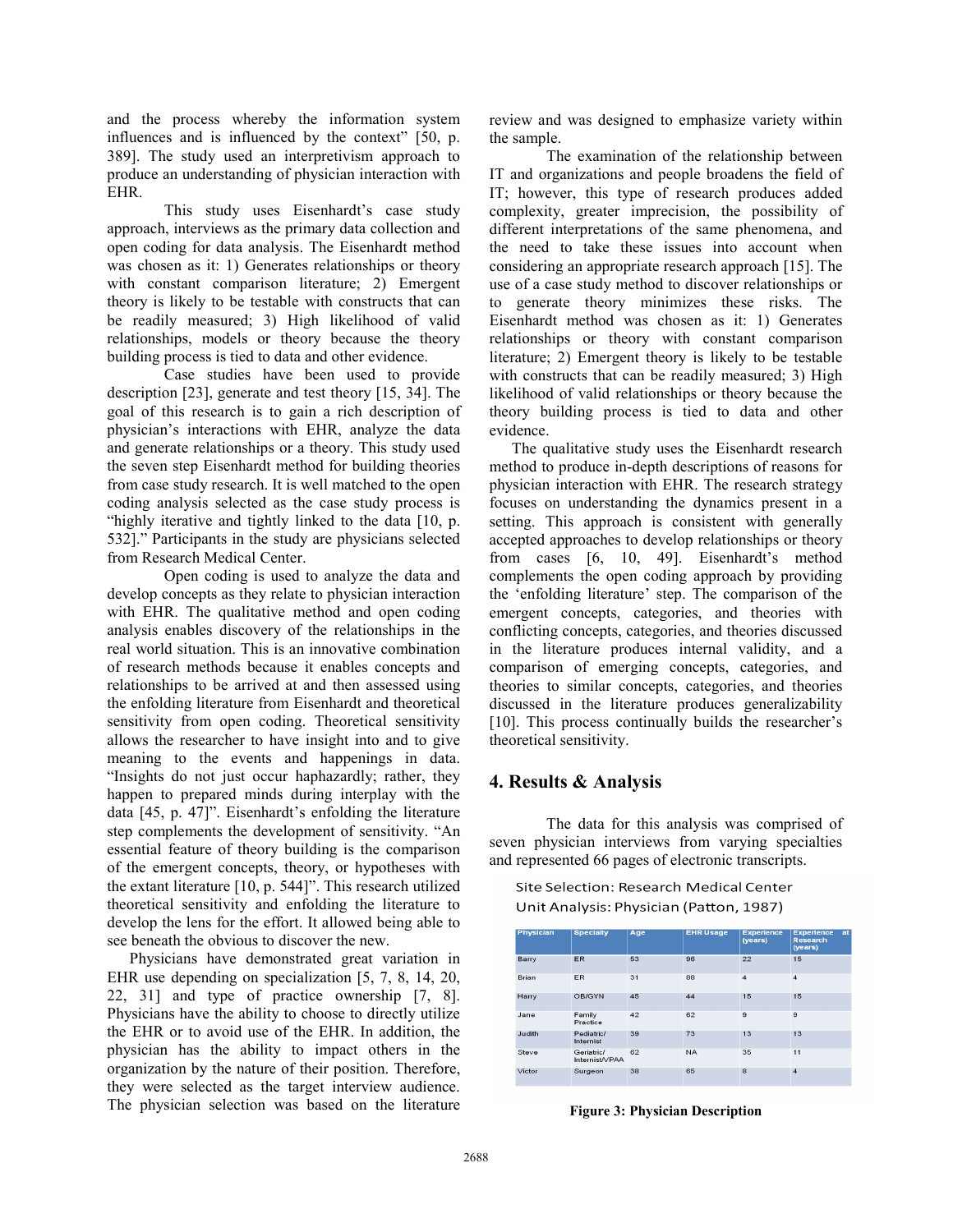and the process whereby the information system influences and is influenced by the context" [50, p. 389]. The study used an interpretivism approach to produce an understanding of physician interaction with EHR.

This study uses Eisenhardt's case study approach, interviews as the primary data collection and open coding for data analysis. The Eisenhardt method was chosen as it: 1) Generates relationships or theory with constant comparison literature; 2) Emergent theory is likely to be testable with constructs that can be readily measured; 3) High likelihood of valid relationships, models or theory because the theory building process is tied to data and other evidence.

Case studies have been used to provide description [23], generate and test theory [15, 34]. The goal of this research is to gain a rich description of physician's interactions with EHR, analyze the data and generate relationships or a theory. This study used the seven step Eisenhardt method for building theories from case study research. It is well matched to the open coding analysis selected as the case study process is "highly iterative and tightly linked to the data [10, p. 532]." Participants in the study are physicians selected from Research Medical Center.

Open coding is used to analyze the data and develop concepts as they relate to physician interaction with EHR. The qualitative method and open coding analysis enables discovery of the relationships in the real world situation. This is an innovative combination of research methods because it enables concepts and relationships to be arrived at and then assessed using the enfolding literature from Eisenhardt and theoretical sensitivity from open coding. Theoretical sensitivity allows the researcher to have insight into and to give meaning to the events and happenings in data. "Insights do not just occur haphazardly; rather, they happen to prepared minds during interplay with the data [45, p. 47]". Eisenhardt's enfolding the literature step complements the development of sensitivity. "An essential feature of theory building is the comparison of the emergent concepts, theory, or hypotheses with the extant literature [10, p. 544]". This research utilized theoretical sensitivity and enfolding the literature to develop the lens for the effort. It allowed being able to see beneath the obvious to discover the new.

Physicians have demonstrated great variation in EHR use depending on specialization [5, 7, 8, 14, 20, 22, 31] and type of practice ownership [7, 8]. Physicians have the ability to choose to directly utilize the EHR or to avoid use of the EHR. In addition, the physician has the ability to impact others in the organization by the nature of their position. Therefore, they were selected as the target interview audience. The physician selection was based on the literature review and was designed to emphasize variety within the sample.

The examination of the relationship between IT and organizations and people broadens the field of IT; however, this type of research produces added complexity, greater imprecision, the possibility of different interpretations of the same phenomena, and the need to take these issues into account when considering an appropriate research approach [15]. The use of a case study method to discover relationships or to generate theory minimizes these risks. The Eisenhardt method was chosen as it: 1) Generates relationships or theory with constant comparison literature; 2) Emergent theory is likely to be testable with constructs that can be readily measured; 3) High likelihood of valid relationships or theory because the theory building process is tied to data and other evidence.

The qualitative study uses the Eisenhardt research method to produce in-depth descriptions of reasons for physician interaction with EHR. The research strategy focuses on understanding the dynamics present in a setting. This approach is consistent with generally accepted approaches to develop relationships or theory from cases [6, 10, 49]. Eisenhardt's method complements the open coding approach by providing the 'enfolding literature' step. The comparison of the emergent concepts, categories, and theories with conflicting concepts, categories, and theories discussed in the literature produces internal validity, and a comparison of emerging concepts, categories, and theories to similar concepts, categories, and theories discussed in the literature produces generalizability [10]. This process continually builds the researcher's theoretical sensitivity.

## 4. Results & Analysis

The data for this analysis was comprised of seven physician interviews from varying specialties and represented 66 pages of electronic transcripts.

Site Selection: Research Medical Center
Unit Analysis: Physician (Patton, 1987)

| Physician | Specialty | Age | EHR Usage | Experience (years) | Experience at Research (years) |
|---|---|---|---|---|---|
| Barry | ER | 53 | 96 | 22 | 15 |
| Brian | ER | 31 | 88 | 4 | 4 |
| Harry | OB/GYN | 45 | 44 | 15 | 15 |
| Jane | Family Practice | 42 | 62 | 9 | 9 |
| Judith | Pediatric/ Internist | 39 | 73 | 13 | 13 |
| Steve | Geriatric/ Internist/VPAA | 62 | NA | 35 | 11 |
| Victor | Surgeon | 38 | 65 | 8 | 4 |

**Figure 3: Physician Description**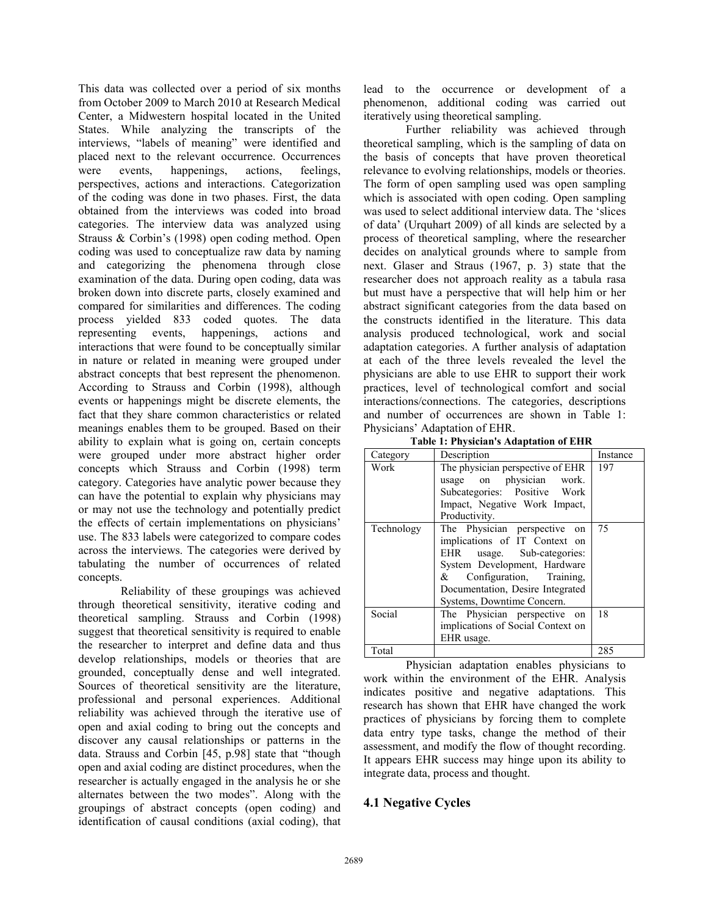This data was collected over a period of six months from October 2009 to March 2010 at Research Medical Center, a Midwestern hospital located in the United States. While analyzing the transcripts of the interviews, "labels of meaning" were identified and placed next to the relevant occurrence. Occurrences were events, happenings, actions, feelings, perspectives, actions and interactions. Categorization of the coding was done in two phases. First, the data obtained from the interviews was coded into broad categories. The interview data was analyzed using Strauss & Corbin's (1998) open coding method. Open coding was used to conceptualize raw data by naming and categorizing the phenomena through close examination of the data. During open coding, data was broken down into discrete parts, closely examined and compared for similarities and differences. The coding process yielded 833 coded quotes. The data representing events, happenings, actions and interactions that were found to be conceptually similar in nature or related in meaning were grouped under abstract concepts that best represent the phenomenon. According to Strauss and Corbin (1998), although events or happenings might be discrete elements, the fact that they share common characteristics or related meanings enables them to be grouped. Based on their ability to explain what is going on, certain concepts were grouped under more abstract higher order concepts which Strauss and Corbin (1998) term category. Categories have analytic power because they can have the potential to explain why physicians may or may not use the technology and potentially predict the effects of certain implementations on physicians' use. The 833 labels were categorized to compare codes across the interviews. The categories were derived by tabulating the number of occurrences of related concepts.

Reliability of these groupings was achieved through theoretical sensitivity, iterative coding and theoretical sampling. Strauss and Corbin (1998) suggest that theoretical sensitivity is required to enable the researcher to interpret and define data and thus develop relationships, models or theories that are grounded, conceptually dense and well integrated. Sources of theoretical sensitivity are the literature, professional and personal experiences. Additional reliability was achieved through the iterative use of open and axial coding to bring out the concepts and discover any causal relationships or patterns in the data. Strauss and Corbin [45, p.98] state that "though open and axial coding are distinct procedures, when the researcher is actually engaged in the analysis he or she alternates between the two modes". Along with the groupings of abstract concepts (open coding) and identification of causal conditions (axial coding), that lead to the occurrence or development of a phenomenon, additional coding was carried out iteratively using theoretical sampling.

Further reliability was achieved through theoretical sampling, which is the sampling of data on the basis of concepts that have proven theoretical relevance to evolving relationships, models or theories. The form of open sampling used was open sampling which is associated with open coding. Open sampling was used to select additional interview data. The 'slices of data' (Urquhart 2009) of all kinds are selected by a process of theoretical sampling, where the researcher decides on analytical grounds where to sample from next. Glaser and Straus (1967, p. 3) state that the researcher does not approach reality as a tabula rasa but must have a perspective that will help him or her abstract significant categories from the data based on the constructs identified in the literature. This data analysis produced technological, work and social adaptation categories. A further analysis of adaptation at each of the three levels revealed the level the physicians are able to use EHR to support their work practices, level of technological comfort and social interactions/connections. The categories, descriptions and number of occurrences are shown in Table 1: Physicians' Adaptation of EHR.

**Table 1: Physician's Adaptation of EHR**

| Category | Description | Instance |
|---|---|---|
| Work | The physician perspective of EHR usage on physician work. Subcategories: Positive Work Impact, Negative Work Impact, Productivity. | 197 |
| Technology | The Physician perspective on implications of IT Context on EHR usage. Sub-categories: System Development, Hardware & Configuration, Training, Documentation, Desire Integrated Systems, Downtime Concern. | 75 |
| Social | The Physician perspective on implications of Social Context on EHR usage. | 18 |
| Total | | 285 |

Physician adaptation enables physicians to work within the environment of the EHR. Analysis indicates positive and negative adaptations. This research has shown that EHR have changed the work practices of physicians by forcing them to complete data entry type tasks, change the method of their assessment, and modify the flow of thought recording. It appears EHR success may hinge upon its ability to integrate data, process and thought.

## 4.1 Negative Cycles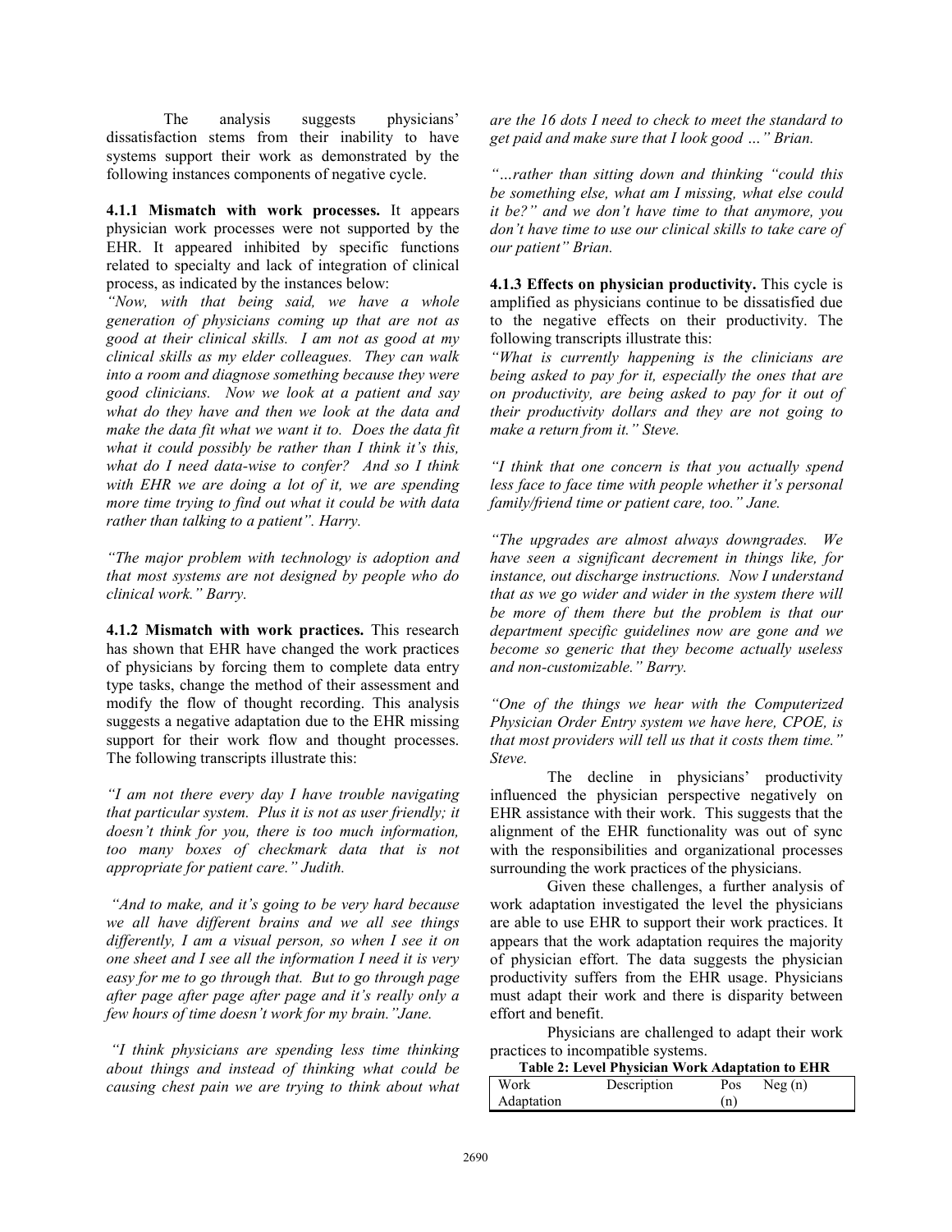The analysis suggests physicians' dissatisfaction stems from their inability to have systems support their work as demonstrated by the following instances components of negative cycle.

**4.1.1 Mismatch with work processes.** It appears physician work processes were not supported by the EHR. It appeared inhibited by specific functions related to specialty and lack of integration of clinical process, as indicated by the instances below:

*"Now, with that being said, we have a whole generation of physicians coming up that are not as good at their clinical skills. I am not as good at my clinical skills as my elder colleagues. They can walk into a room and diagnose something because they were good clinicians. Now we look at a patient and say what do they have and then we look at the data and make the data fit what we want it to. Does the data fit what it could possibly be rather than I think it's this, what do I need data-wise to confer? And so I think with EHR we are doing a lot of it, we are spending more time trying to find out what it could be with data rather than talking to a patient". Harry.*

*"The major problem with technology is adoption and that most systems are not designed by people who do clinical work." Barry.*

**4.1.2 Mismatch with work practices.** This research has shown that EHR have changed the work practices of physicians by forcing them to complete data entry type tasks, change the method of their assessment and modify the flow of thought recording. This analysis suggests a negative adaptation due to the EHR missing support for their work flow and thought processes. The following transcripts illustrate this:

*"I am not there every day I have trouble navigating that particular system. Plus it is not as user friendly; it doesn't think for you, there is too much information, too many boxes of checkmark data that is not appropriate for patient care." Judith.*

*"And to make, and it's going to be very hard because we all have different brains and we all see things differently, I am a visual person, so when I see it on one sheet and I see all the information I need it is very easy for me to go through that. But to go through page after page after page after page and it's really only a few hours of time doesn't work for my brain."Jane.*

*"I think physicians are spending less time thinking about things and instead of thinking what could be causing chest pain we are trying to think about what are the 16 dots I need to check to meet the standard to get paid and make sure that I look good …" Brian.*

*"…rather than sitting down and thinking "could this be something else, what am I missing, what else could it be?" and we don't have time to that anymore, you don't have time to use our clinical skills to take care of our patient" Brian.*

**4.1.3 Effects on physician productivity.** This cycle is amplified as physicians continue to be dissatisfied due to the negative effects on their productivity. The following transcripts illustrate this:

*"What is currently happening is the clinicians are being asked to pay for it, especially the ones that are on productivity, are being asked to pay for it out of their productivity dollars and they are not going to make a return from it." Steve.*

*"I think that one concern is that you actually spend less face to face time with people whether it's personal family/friend time or patient care, too." Jane.*

*"The upgrades are almost always downgrades. We have seen a significant decrement in things like, for instance, out discharge instructions. Now I understand that as we go wider and wider in the system there will be more of them there but the problem is that our department specific guidelines now are gone and we become so generic that they become actually useless and non-customizable." Barry.*

*"One of the things we hear with the Computerized Physician Order Entry system we have here, CPOE, is that most providers will tell us that it costs them time." Steve.*

The decline in physicians' productivity influenced the physician perspective negatively on EHR assistance with their work. This suggests that the alignment of the EHR functionality was out of sync with the responsibilities and organizational processes surrounding the work practices of the physicians.

Given these challenges, a further analysis of work adaptation investigated the level the physicians are able to use EHR to support their work practices. It appears that the work adaptation requires the majority of physician effort. The data suggests the physician productivity suffers from the EHR usage. Physicians must adapt their work and there is disparity between effort and benefit.

Physicians are challenged to adapt their work practices to incompatible systems.

**Table 2: Level Physician Work Adaptation to EHR**

| Work Adaptation | Description | Pos (n) | Neg (n) |
|---|---|---|---|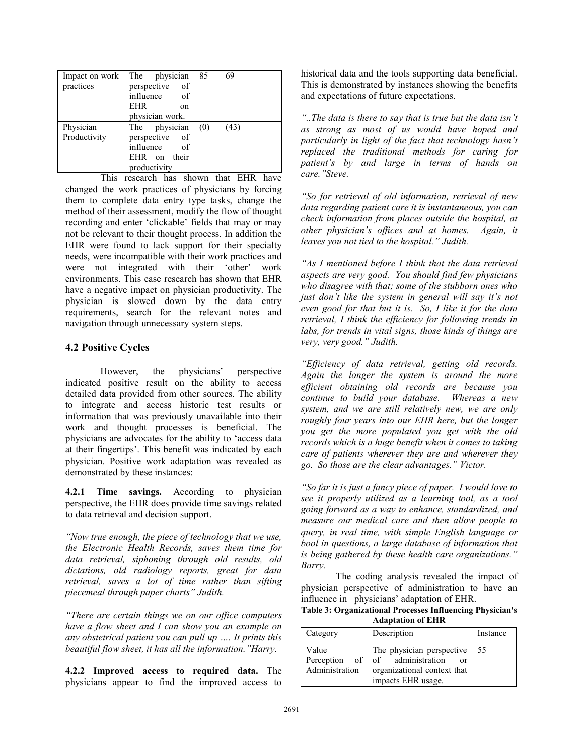| | | | |
|---|---|---|---|
| Impact on work practices | The physician perspective of influence of EHR on physician work. | 85 | 69 |
| Physician Productivity | The physician perspective of influence of EHR on their productivity | (0) | (43) |

This research has shown that EHR have changed the work practices of physicians by forcing them to complete data entry type tasks, change the method of their assessment, modify the flow of thought recording and enter 'clickable' fields that may or may not be relevant to their thought process. In addition the EHR were found to lack support for their specialty needs, were incompatible with their work practices and were not integrated with their 'other' work environments. This case research has shown that EHR have a negative impact on physician productivity. The physician is slowed down by the data entry requirements, search for the relevant notes and navigation through unnecessary system steps.

### 4.2 Positive Cycles

However, the physicians' perspective indicated positive result on the ability to access detailed data provided from other sources. The ability to integrate and access historic test results or information that was previously unavailable into their work and thought processes is beneficial. The physicians are advocates for the ability to 'access data at their fingertips'. This benefit was indicated by each physician. Positive work adaptation was revealed as demonstrated by these instances:

**4.2.1 Time savings.** According to physician perspective, the EHR does provide time savings related to data retrieval and decision support.

*"Now true enough, the piece of technology that we use, the Electronic Health Records, saves them time for data retrieval, siphoning through old results, old dictations, old radiology reports, great for data retrieval, saves a lot of time rather than sifting piecemeal through paper charts" Judith.*

*"There are certain things we on our office computers have a flow sheet and I can show you an example on any obstetrical patient you can pull up …. It prints this beautiful flow sheet, it has all the information."Harry.*

**4.2.2 Improved access to required data.** The physicians appear to find the improved access to historical data and the tools supporting data beneficial. This is demonstrated by instances showing the benefits and expectations of future expectations.

*"..The data is there to say that is true but the data isn't as strong as most of us would have hoped and particularly in light of the fact that technology hasn't replaced the traditional methods for caring for patient's by and large in terms of hands on care."Steve.*

*"So for retrieval of old information, retrieval of new data regarding patient care it is instantaneous, you can check information from places outside the hospital, at other physician's offices and at homes. Again, it leaves you not tied to the hospital." Judith.*

*"As I mentioned before I think that the data retrieval aspects are very good. You should find few physicians who disagree with that; some of the stubborn ones who just don't like the system in general will say it's not even good for that but it is. So, I like it for the data retrieval, I think the efficiency for following trends in labs, for trends in vital signs, those kinds of things are very, very good." Judith.*

*"Efficiency of data retrieval, getting old records. Again the longer the system is around the more efficient obtaining old records are because you continue to build your database. Whereas a new system, and we are still relatively new, we are only roughly four years into our EHR here, but the longer you get the more populated you get with the old records which is a huge benefit when it comes to taking care of patients wherever they are and wherever they go. So those are the clear advantages." Victor.*

*"So far it is just a fancy piece of paper. I would love to see it properly utilized as a learning tool, as a tool going forward as a way to enhance, standardized, and measure our medical care and then allow people to query, in real time, with simple English language or bool in questions, a large database of information that is being gathered by these health care organizations." Barry.*

The coding analysis revealed the impact of physician perspective of administration to have an influence in physicians' adaptation of EHR.

**Table 3: Organizational Processes Influencing Physician's Adaptation of EHR**

| Category | Description | Instance |
|---|---|---|
| Value Perception of Administration | The physician perspective of administration or organizational context that impacts EHR usage. | 55 |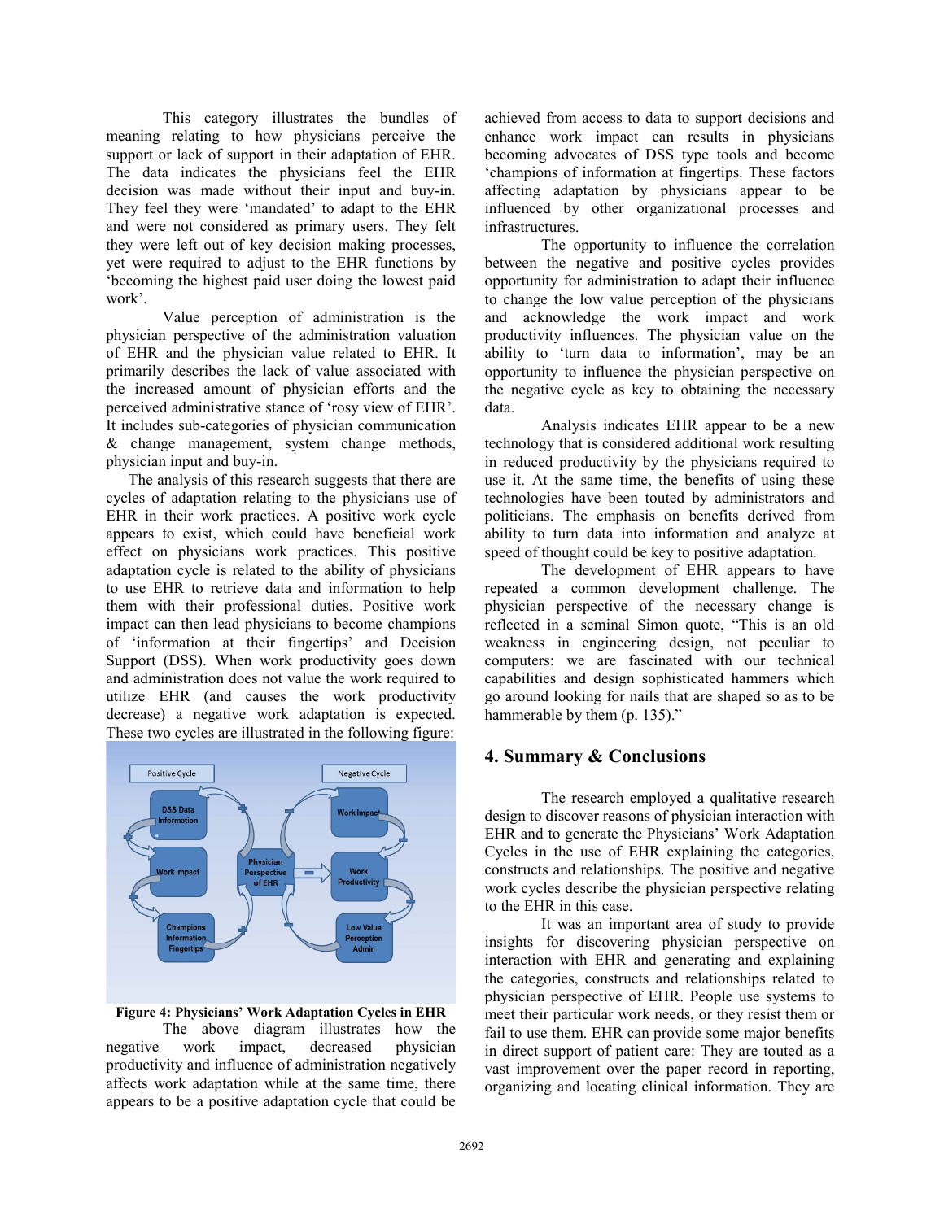This category illustrates the bundles of meaning relating to how physicians perceive the support or lack of support in their adaptation of EHR. The data indicates the physicians feel the EHR decision was made without their input and buy-in. They feel they were 'mandated' to adapt to the EHR and were not considered as primary users. They felt they were left out of key decision making processes, yet were required to adjust to the EHR functions by 'becoming the highest paid user doing the lowest paid work'.

Value perception of administration is the physician perspective of the administration valuation of EHR and the physician value related to EHR. It primarily describes the lack of value associated with the increased amount of physician efforts and the perceived administrative stance of 'rosy view of EHR'. It includes sub-categories of physician communication & change management, system change methods, physician input and buy-in.

The analysis of this research suggests that there are cycles of adaptation relating to the physicians use of EHR in their work practices. A positive work cycle appears to exist, which could have beneficial work effect on physicians work practices. This positive adaptation cycle is related to the ability of physicians to use EHR to retrieve data and information to help them with their professional duties. Positive work impact can then lead physicians to become champions of 'information at their fingertips' and Decision Support (DSS). When work productivity goes down and administration does not value the work required to utilize EHR (and causes the work productivity decrease) a negative work adaptation is expected. These two cycles are illustrated in the following figure:

Positive Cycle
Negative Cycle
DSS Data Information
Work Impact
Champions Information Fingertips
Physician Perspective of EHR
Work Impact
Work Productivity
Low Value Perception Admin

**Figure 4: Physicians' Work Adaptation Cycles in EHR**

The above diagram illustrates how the negative work impact, decreased physician productivity and influence of administration negatively affects work adaptation while at the same time, there appears to be a positive adaptation cycle that could be achieved from access to data to support decisions and enhance work impact can results in physicians becoming advocates of DSS type tools and become 'champions of information at fingertips. These factors affecting adaptation by physicians appear to be influenced by other organizational processes and infrastructures.

The opportunity to influence the correlation between the negative and positive cycles provides opportunity for administration to adapt their influence to change the low value perception of the physicians and acknowledge the work impact and work productivity influences. The physician value on the ability to 'turn data to information', may be an opportunity to influence the physician perspective on the negative cycle as key to obtaining the necessary data.

Analysis indicates EHR appear to be a new technology that is considered additional work resulting in reduced productivity by the physicians required to use it. At the same time, the benefits of using these technologies have been touted by administrators and politicians. The emphasis on benefits derived from ability to turn data into information and analyze at speed of thought could be key to positive adaptation.

The development of EHR appears to have repeated a common development challenge. The physician perspective of the necessary change is reflected in a seminal Simon quote, "This is an old weakness in engineering design, not peculiar to computers: we are fascinated with our technical capabilities and design sophisticated hammers which go around looking for nails that are shaped so as to be hammerable by them (p. 135)."

## 4. Summary & Conclusions

The research employed a qualitative research design to discover reasons of physician interaction with EHR and to generate the Physicians' Work Adaptation Cycles in the use of EHR explaining the categories, constructs and relationships. The positive and negative work cycles describe the physician perspective relating to the EHR in this case.

It was an important area of study to provide insights for discovering physician perspective on interaction with EHR and generating and explaining the categories, constructs and relationships related to physician perspective of EHR. People use systems to meet their particular work needs, or they resist them or fail to use them. EHR can provide some major benefits in direct support of patient care: They are touted as a vast improvement over the paper record in reporting, organizing and locating clinical information. They are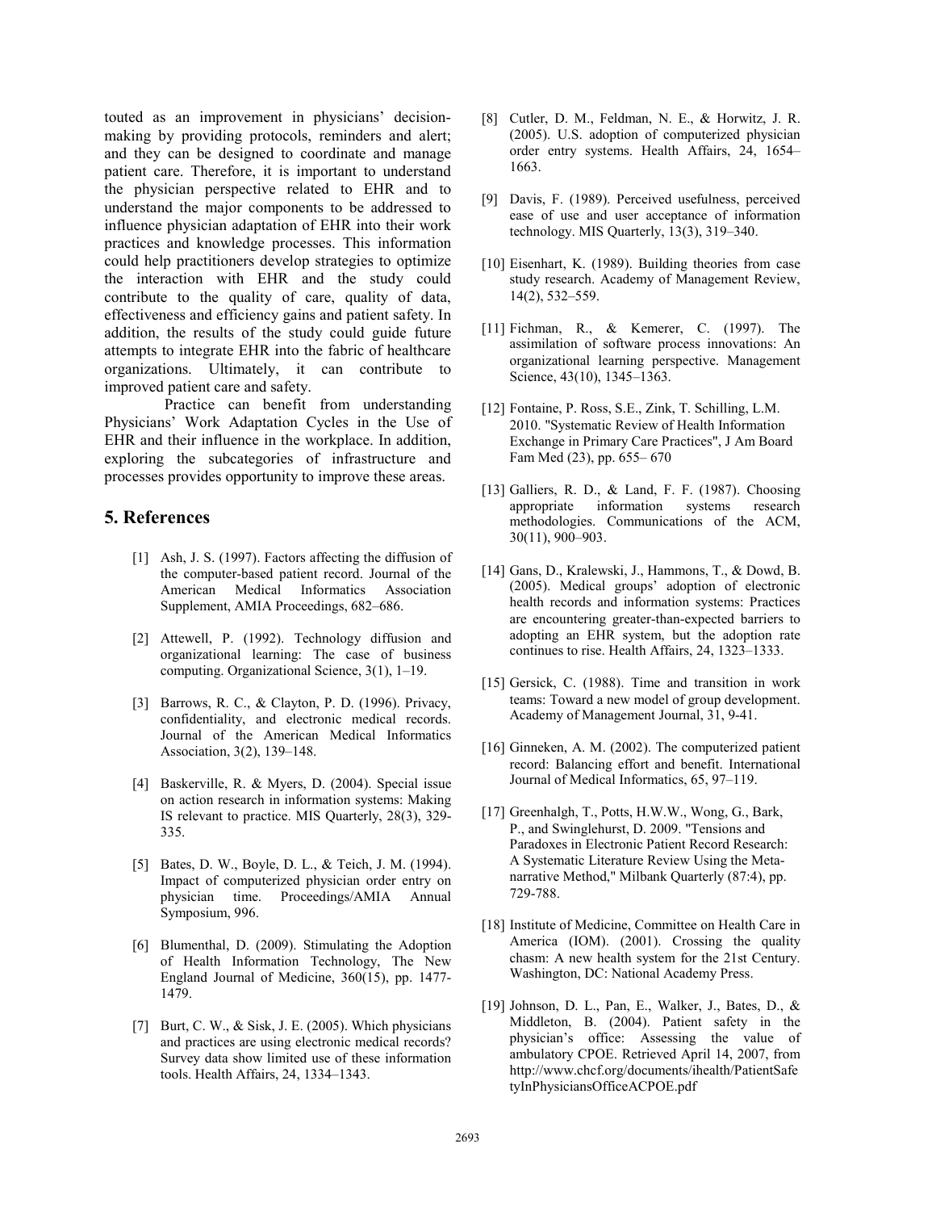touted as an improvement in physicians' decision-making by providing protocols, reminders and alert; and they can be designed to coordinate and manage patient care. Therefore, it is important to understand the physician perspective related to EHR and to understand the major components to be addressed to influence physician adaptation of EHR into their work practices and knowledge processes. This information could help practitioners develop strategies to optimize the interaction with EHR and the study could contribute to the quality of care, quality of data, effectiveness and efficiency gains and patient safety. In addition, the results of the study could guide future attempts to integrate EHR into the fabric of healthcare organizations. Ultimately, it can contribute to improved patient care and safety.

Practice can benefit from understanding Physicians' Work Adaptation Cycles in the Use of EHR and their influence in the workplace. In addition, exploring the subcategories of infrastructure and processes provides opportunity to improve these areas.

## 5. References

[1] Ash, J. S. (1997). Factors affecting the diffusion of the computer-based patient record. Journal of the American Medical Informatics Association Supplement, AMIA Proceedings, 682–686.

[2] Attewell, P. (1992). Technology diffusion and organizational learning: The case of business computing. Organizational Science, 3(1), 1–19.

[3] Barrows, R. C., & Clayton, P. D. (1996). Privacy, confidentiality, and electronic medical records. Journal of the American Medical Informatics Association, 3(2), 139–148.

[4] Baskerville, R. & Myers, D. (2004). Special issue on action research in information systems: Making IS relevant to practice. MIS Quarterly, 28(3), 329-335.

[5] Bates, D. W., Boyle, D. L., & Teich, J. M. (1994). Impact of computerized physician order entry on physician time. Proceedings/AMIA Annual Symposium, 996.

[6] Blumenthal, D. (2009). Stimulating the Adoption of Health Information Technology, The New England Journal of Medicine, 360(15), pp. 1477-1479.

[7] Burt, C. W., & Sisk, J. E. (2005). Which physicians and practices are using electronic medical records? Survey data show limited use of these information tools. Health Affairs, 24, 1334–1343.

[8] Cutler, D. M., Feldman, N. E., & Horwitz, J. R. (2005). U.S. adoption of computerized physician order entry systems. Health Affairs, 24, 1654–1663.

[9] Davis, F. (1989). Perceived usefulness, perceived ease of use and user acceptance of information technology. MIS Quarterly, 13(3), 319–340.

[10] Eisenhart, K. (1989). Building theories from case study research. Academy of Management Review, 14(2), 532–559.

[11] Fichman, R., & Kemerer, C. (1997). The assimilation of software process innovations: An organizational learning perspective. Management Science, 43(10), 1345–1363.

[12] Fontaine, P. Ross, S.E., Zink, T. Schilling, L.M. 2010. "Systematic Review of Health Information Exchange in Primary Care Practices", J Am Board Fam Med (23), pp. 655– 670

[13] Galliers, R. D., & Land, F. F. (1987). Choosing appropriate information systems research methodologies. Communications of the ACM, 30(11), 900–903.

[14] Gans, D., Kralewski, J., Hammons, T., & Dowd, B. (2005). Medical groups' adoption of electronic health records and information systems: Practices are encountering greater-than-expected barriers to adopting an EHR system, but the adoption rate continues to rise. Health Affairs, 24, 1323–1333.

[15] Gersick, C. (1988). Time and transition in work teams: Toward a new model of group development. Academy of Management Journal, 31, 9-41.

[16] Ginneken, A. M. (2002). The computerized patient record: Balancing effort and benefit. International Journal of Medical Informatics, 65, 97–119.

[17] Greenhalgh, T., Potts, H.W.W., Wong, G., Bark, P., and Swinglehurst, D. 2009. "Tensions and Paradoxes in Electronic Patient Record Research: A Systematic Literature Review Using the Meta-narrative Method," Milbank Quarterly (87:4), pp. 729-788.

[18] Institute of Medicine, Committee on Health Care in America (IOM). (2001). Crossing the quality chasm: A new health system for the 21st Century. Washington, DC: National Academy Press.

[19] Johnson, D. L., Pan, E., Walker, J., Bates, D., & Middleton, B. (2004). Patient safety in the physician's office: Assessing the value of ambulatory CPOE. Retrieved April 14, 2007, from http://www.chcf.org/documents/ihealth/PatientSafetyInPhysiciansOfficeACPOE.pdf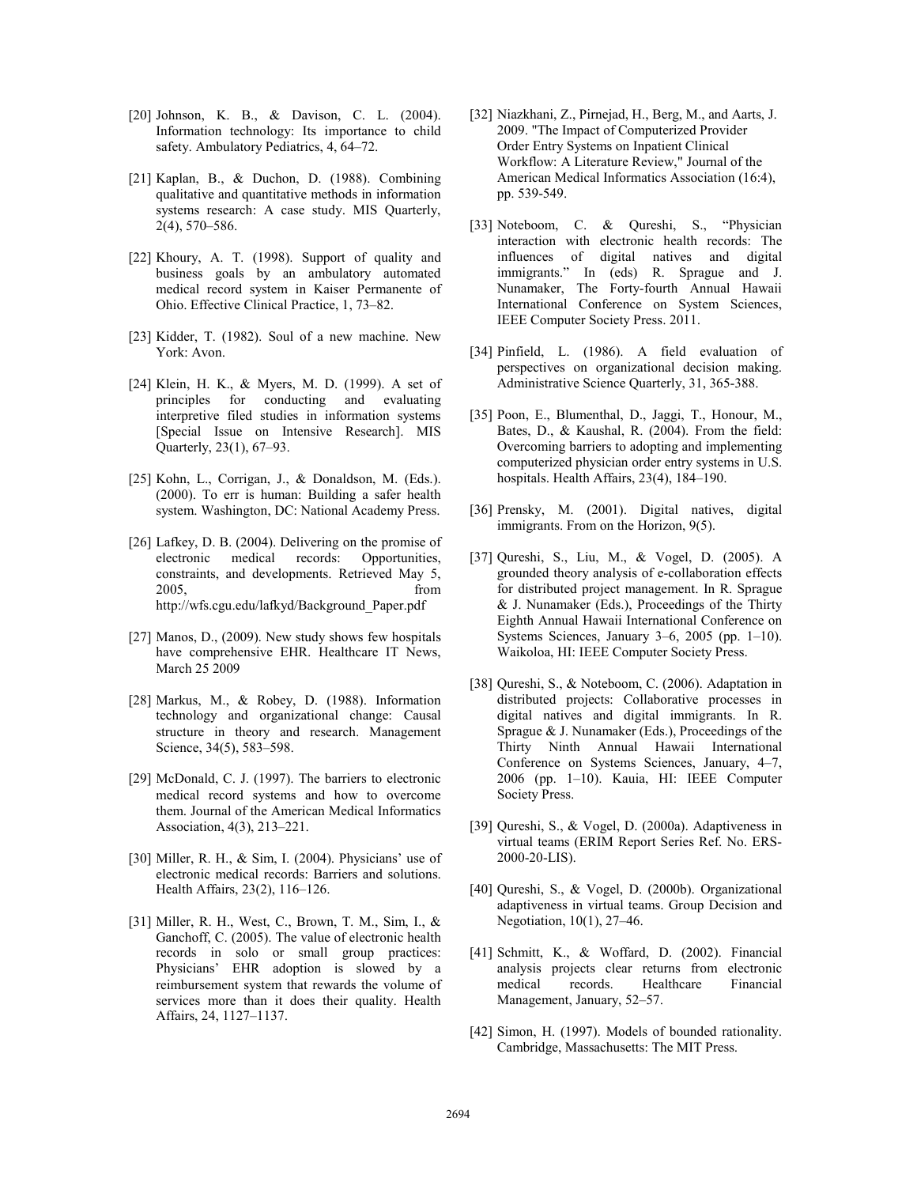[20] Johnson, K. B., & Davison, C. L. (2004). Information technology: Its importance to child safety. Ambulatory Pediatrics, 4, 64–72.

[21] Kaplan, B., & Duchon, D. (1988). Combining qualitative and quantitative methods in information systems research: A case study. MIS Quarterly, 2(4), 570–586.

[22] Khoury, A. T. (1998). Support of quality and business goals by an ambulatory automated medical record system in Kaiser Permanente of Ohio. Effective Clinical Practice, 1, 73–82.

[23] Kidder, T. (1982). Soul of a new machine. New York: Avon.

[24] Klein, H. K., & Myers, M. D. (1999). A set of principles for conducting and evaluating interpretive filed studies in information systems [Special Issue on Intensive Research]. MIS Quarterly, 23(1), 67–93.

[25] Kohn, L., Corrigan, J., & Donaldson, M. (Eds.). (2000). To err is human: Building a safer health system. Washington, DC: National Academy Press.

[26] Lafkey, D. B. (2004). Delivering on the promise of electronic medical records: Opportunities, constraints, and developments. Retrieved May 5, 2005, from http://wfs.cgu.edu/lafkyd/Background_Paper.pdf

[27] Manos, D., (2009). New study shows few hospitals have comprehensive EHR. Healthcare IT News, March 25 2009

[28] Markus, M., & Robey, D. (1988). Information technology and organizational change: Causal structure in theory and research. Management Science, 34(5), 583–598.

[29] McDonald, C. J. (1997). The barriers to electronic medical record systems and how to overcome them. Journal of the American Medical Informatics Association, 4(3), 213–221.

[30] Miller, R. H., & Sim, I. (2004). Physicians' use of electronic medical records: Barriers and solutions. Health Affairs, 23(2), 116–126.

[31] Miller, R. H., West, C., Brown, T. M., Sim, I., & Ganchoff, C. (2005). The value of electronic health records in solo or small group practices: Physicians' EHR adoption is slowed by a reimbursement system that rewards the volume of services more than it does their quality. Health Affairs, 24, 1127–1137.

[32] Niazkhani, Z., Pirnejad, H., Berg, M., and Aarts, J. 2009. "The Impact of Computerized Provider Order Entry Systems on Inpatient Clinical Workflow: A Literature Review," Journal of the American Medical Informatics Association (16:4), pp. 539-549.

[33] Noteboom, C. & Qureshi, S., "Physician interaction with electronic health records: The influences of digital natives and digital immigrants." In (eds) R. Sprague and J. Nunamaker, The Forty-fourth Annual Hawaii International Conference on System Sciences, IEEE Computer Society Press. 2011.

[34] Pinfield, L. (1986). A field evaluation of perspectives on organizational decision making. Administrative Science Quarterly, 31, 365-388.

[35] Poon, E., Blumenthal, D., Jaggi, T., Honour, M., Bates, D., & Kaushal, R. (2004). From the field: Overcoming barriers to adopting and implementing computerized physician order entry systems in U.S. hospitals. Health Affairs, 23(4), 184–190.

[36] Prensky, M. (2001). Digital natives, digital immigrants. From on the Horizon, 9(5).

[37] Qureshi, S., Liu, M., & Vogel, D. (2005). A grounded theory analysis of e-collaboration effects for distributed project management. In R. Sprague & J. Nunamaker (Eds.), Proceedings of the Thirty Eighth Annual Hawaii International Conference on Systems Sciences, January 3–6, 2005 (pp. 1–10). Waikoloa, HI: IEEE Computer Society Press.

[38] Qureshi, S., & Noteboom, C. (2006). Adaptation in distributed projects: Collaborative processes in digital natives and digital immigrants. In R. Sprague & J. Nunamaker (Eds.), Proceedings of the Thirty Ninth Annual Hawaii International Conference on Systems Sciences, January, 4–7, 2006 (pp. 1–10). Kauia, HI: IEEE Computer Society Press.

[39] Qureshi, S., & Vogel, D. (2000a). Adaptiveness in virtual teams (ERIM Report Series Ref. No. ERS-2000-20-LIS).

[40] Qureshi, S., & Vogel, D. (2000b). Organizational adaptiveness in virtual teams. Group Decision and Negotiation, 10(1), 27–46.

[41] Schmitt, K., & Woffard, D. (2002). Financial analysis projects clear returns from electronic medical records. Healthcare Financial Management, January, 52–57.

[42] Simon, H. (1997). Models of bounded rationality. Cambridge, Massachusetts: The MIT Press.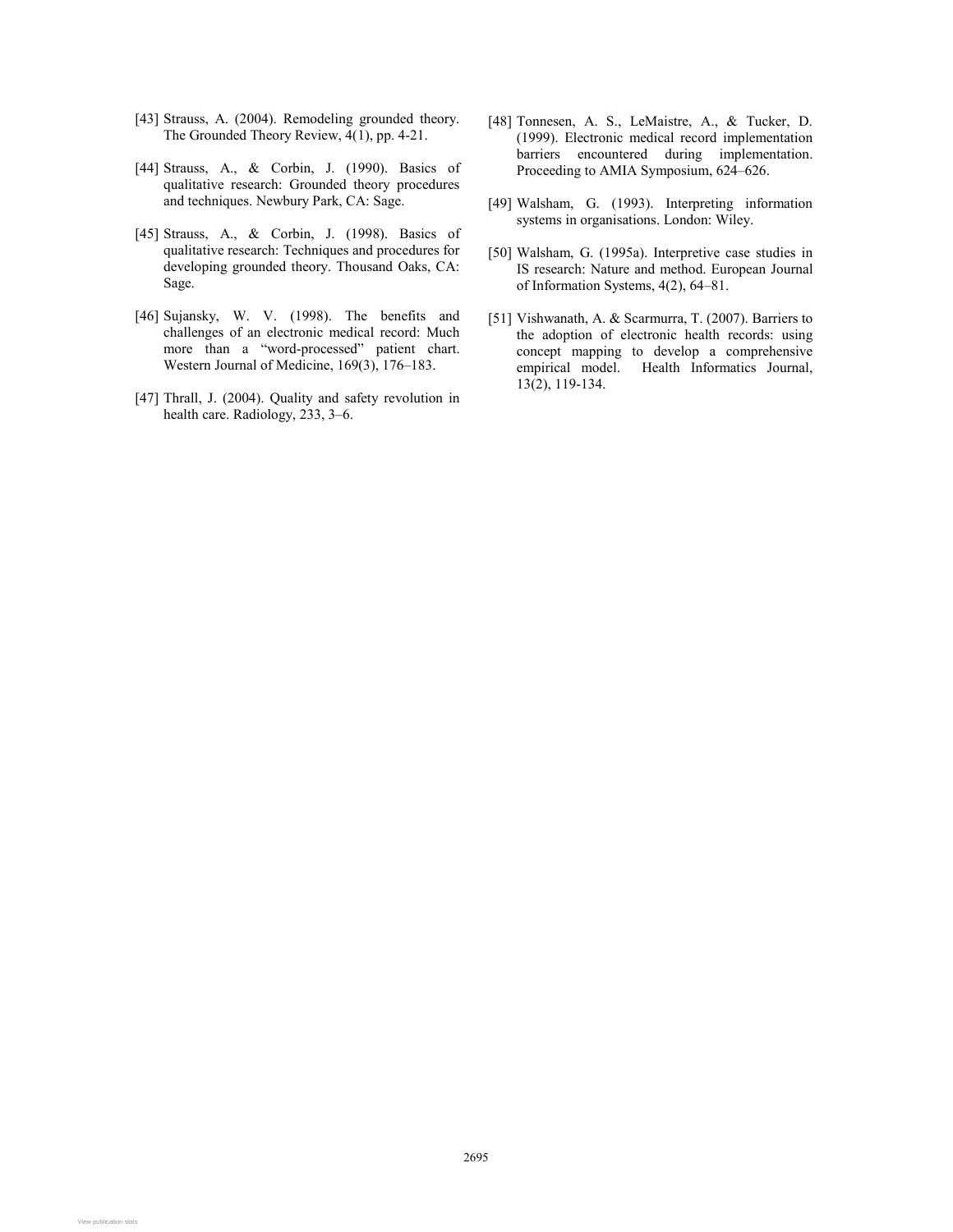[43] Strauss, A. (2004). Remodeling grounded theory. The Grounded Theory Review, 4(1), pp. 4-21.

[44] Strauss, A., & Corbin, J. (1990). Basics of qualitative research: Grounded theory procedures and techniques. Newbury Park, CA: Sage.

[45] Strauss, A., & Corbin, J. (1998). Basics of qualitative research: Techniques and procedures for developing grounded theory. Thousand Oaks, CA: Sage.

[46] Sujansky, W. V. (1998). The benefits and challenges of an electronic medical record: Much more than a "word-processed" patient chart. Western Journal of Medicine, 169(3), 176–183.

[47] Thrall, J. (2004). Quality and safety revolution in health care. Radiology, 233, 3–6.

[48] Tonnesen, A. S., LeMaistre, A., & Tucker, D. (1999). Electronic medical record implementation barriers encountered during implementation. Proceeding to AMIA Symposium, 624–626.

[49] Walsham, G. (1993). Interpreting information systems in organisations. London: Wiley.

[50] Walsham, G. (1995a). Interpretive case studies in IS research: Nature and method. European Journal of Information Systems, 4(2), 64–81.

[51] Vishwanath, A. & Scarmurra, T. (2007). Barriers to the adoption of electronic health records: using concept mapping to develop a comprehensive empirical model. Health Informatics Journal, 13(2), 119-134.